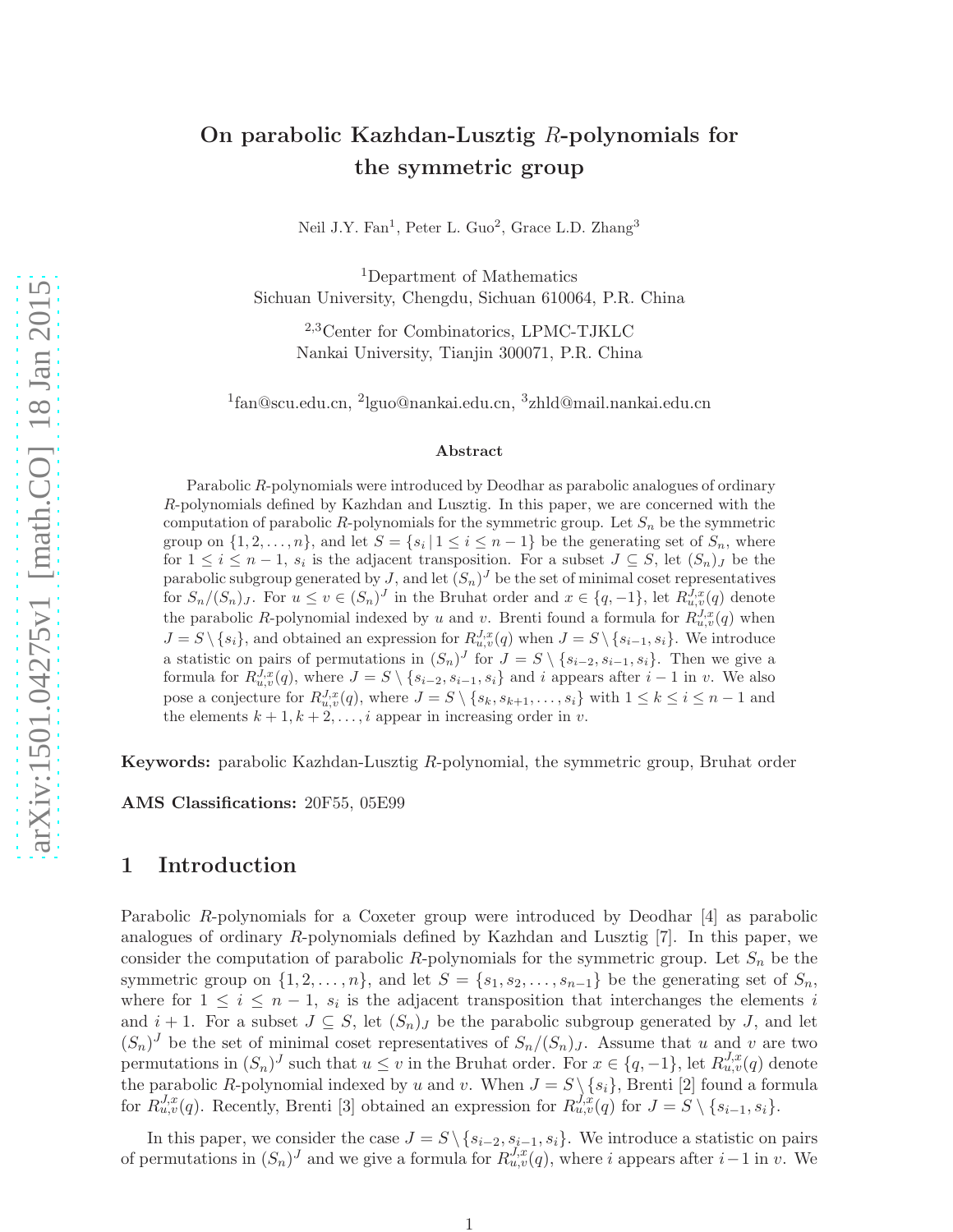# On parabolic Kazhdan-Lusztig $R$-polynomials for the symmetric group

Neil J.Y. Fan[1], Peter L. Guo[2], Grace L.D. Zhang[3]

[1]Department of Mathematics
Sichuan University, Chengdu, Sichuan 610064, P.R. China

[2,3]Center for Combinatorics, LPMC-TJKLC
Nankai University, Tianjin 300071, P.R. China

[1]fan@scu.edu.cn, [2]lguo@nankai.edu.cn, [3]zhld@mail.nankai.edu.cn

### Abstract

Parabolic $R$-polynomials were introduced by Deodhar as parabolic analogues of ordinary $R$-polynomials defined by Kazhdan and Lusztig. In this paper, we are concerned with the computation of parabolic $R$-polynomials for the symmetric group. Let $S_n$ be the symmetric group on $\{1, 2, \ldots, n\}$, and let $S = \{s_i \,|\, 1 \leq i \leq n-1\}$ be the generating set of $S_n$, where for $1 \leq i \leq n-1$, $s_i$ is the adjacent transposition. For a subset $J \subseteq S$, let $(S_n)_J$ be the parabolic subgroup generated by $J$, and let $(S_n)^J$ be the set of minimal coset representatives for $S_n/(S_n)_J$. For $u \leq v \in (S_n)^J$ in the Bruhat order and $x \in \{q, -1\}$, let $R^{J,x}_{u,v}(q)$ denote the parabolic $R$-polynomial indexed by $u$ and $v$. Brenti found a formula for $R^{J,x}_{u,v}(q)$ when $J = S \setminus \{s_i\}$, and obtained an expression for $R^{J,x}_{u,v}(q)$ when $J = S \setminus \{s_{i-1}, s_i\}$. We introduce a statistic on pairs of permutations in $(S_n)^J$ for $J = S \setminus \{s_{i-2}, s_{i-1}, s_i\}$. Then we give a formula for $R^{J,x}_{u,v}(q)$, where $J = S \setminus \{s_{i-2}, s_{i-1}, s_i\}$ and $i$ appears after $i-1$ in $v$. We also pose a conjecture for $R^{J,x}_{u,v}(q)$, where $J = S \setminus \{s_k, s_{k+1}, \ldots, s_i\}$ with $1 \leq k \leq i \leq n-1$ and the elements $k+1, k+2, \ldots, i$ appear in increasing order in $v$.

**Keywords:** parabolic Kazhdan-Lusztig $R$-polynomial, the symmetric group, Bruhat order

**AMS Classifications:** 20F55, 05E99

## 1 Introduction

Parabolic $R$-polynomials for a Coxeter group were introduced by Deodhar [4] as parabolic analogues of ordinary $R$-polynomials defined by Kazhdan and Lusztig [7]. In this paper, we consider the computation of parabolic $R$-polynomials for the symmetric group. Let $S_n$ be the symmetric group on $\{1, 2, \ldots, n\}$, and let $S = \{s_1, s_2, \ldots, s_{n-1}\}$ be the generating set of $S_n$, where for $1 \leq i \leq n-1$, $s_i$ is the adjacent transposition that interchanges the elements $i$ and $i+1$. For a subset $J \subseteq S$, let $(S_n)_J$ be the parabolic subgroup generated by $J$, and let $(S_n)^J$ be the set of minimal coset representatives of $S_n/(S_n)_J$. Assume that $u$ and $v$ are two permutations in $(S_n)^J$ such that $u \leq v$ in the Bruhat order. For $x \in \{q, -1\}$, let $R^{J,x}_{u,v}(q)$ denote the parabolic $R$-polynomial indexed by $u$ and $v$. When $J = S \setminus \{s_i\}$, Brenti [2] found a formula for $R^{J,x}_{u,v}(q)$. Recently, Brenti [3] obtained an expression for $R^{J,x}_{u,v}(q)$ for $J = S \setminus \{s_{i-1}, s_i\}$.

In this paper, we consider the case $J = S \setminus \{s_{i-2}, s_{i-1}, s_i\}$. We introduce a statistic on pairs of permutations in $(S_n)^J$ and we give a formula for $R^{J,x}_{u,v}(q)$, where $i$ appears after $i-1$ in $v$. We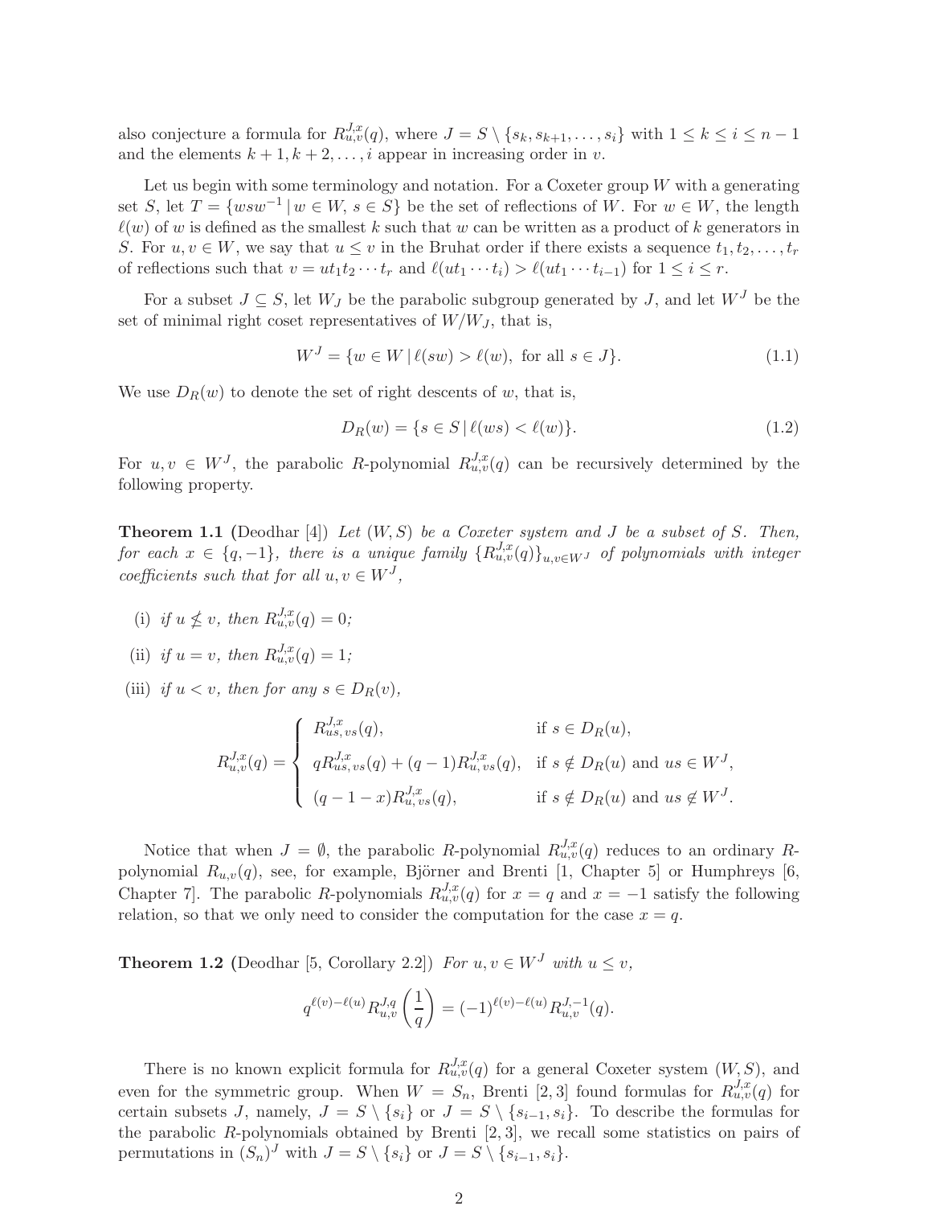also conjecture a formula for $R^{J,x}_{u,v}(q)$, where $J = S \setminus \{s_k, s_{k+1}, \ldots, s_i\}$ with $1 \leq k \leq i \leq n-1$ and the elements $k+1, k+2, \ldots, i$ appear in increasing order in $v$.

Let us begin with some terminology and notation. For a Coxeter group $W$ with a generating set $S$, let $T = \{wsw^{-1} \mid w \in W, s \in S\}$ be the set of reflections of $W$. For $w \in W$, the length $\ell(w)$ of $w$ is defined as the smallest $k$ such that $w$ can be written as a product of $k$ generators in $S$. For $u, v \in W$, we say that $u \leq v$ in the Bruhat order if there exists a sequence $t_1, t_2, \ldots, t_r$ of reflections such that $v = ut_1t_2\cdots t_r$ and $\ell(ut_1\cdots t_i) > \ell(ut_1\cdots t_{i-1})$ for $1 \leq i \leq r$.

For a subset $J \subseteq S$, let $W_J$ be the parabolic subgroup generated by $J$, and let $W^J$ be the set of minimal right coset representatives of $W/W_J$, that is,

$$W^J = \{w \in W \mid \ell(sw) > \ell(w), \text{ for all } s \in J\}. \tag{1.1}$$

We use $D_R(w)$ to denote the set of right descents of $w$, that is,

$$D_R(w) = \{s \in S \mid \ell(ws) < \ell(w)\}. \tag{1.2}$$

For $u, v \in W^J$, the parabolic $R$-polynomial $R^{J,x}_{u,v}(q)$ can be recursively determined by the following property.

**Theorem 1.1** (Deodhar [4]) *Let $(W, S)$ be a Coxeter system and $J$ be a subset of $S$. Then, for each $x \in \{q, -1\}$, there is a unique family $\{R^{J,x}_{u,v}(q)\}_{u,v\in W^J}$ of polynomials with integer coefficients such that for all $u, v \in W^J$,*

(i) *if $u \not\leq v$, then $R^{J,x}_{u,v}(q) = 0$;*

(ii) *if $u = v$, then $R^{J,x}_{u,v}(q) = 1$;*

(iii) *if $u < v$, then for any $s \in D_R(v)$,*

$$R^{J,x}_{u,v}(q) = \begin{cases} R^{J,x}_{us,\,vs}(q), & \text{if } s \in D_R(u), \\ qR^{J,x}_{us,\,vs}(q) + (q-1)R^{J,x}_{u,\,vs}(q), & \text{if } s \notin D_R(u) \text{ and } us \in W^J, \\ (q-1-x)R^{J,x}_{u,\,vs}(q), & \text{if } s \notin D_R(u) \text{ and } us \notin W^J. \end{cases}$$

Notice that when $J = \emptyset$, the parabolic $R$-polynomial $R^{J,x}_{u,v}(q)$ reduces to an ordinary $R$-polynomial $R_{u,v}(q)$, see, for example, Björner and Brenti [1, Chapter 5] or Humphreys [6, Chapter 7]. The parabolic $R$-polynomials $R^{J,x}_{u,v}(q)$ for $x = q$ and $x = -1$ satisfy the following relation, so that we only need to consider the computation for the case $x = q$.

**Theorem 1.2** (Deodhar [5, Corollary 2.2]) *For $u, v \in W^J$ with $u \leq v$,*

$$q^{\ell(v)-\ell(u)} R^{J,q}_{u,v}\left(\frac{1}{q}\right) = (-1)^{\ell(v)-\ell(u)} R^{J,-1}_{u,v}(q).$$

There is no known explicit formula for $R^{J,x}_{u,v}(q)$ for a general Coxeter system $(W, S)$, and even for the symmetric group. When $W = S_n$, Brenti [2,3] found formulas for $R^{J,x}_{u,v}(q)$ for certain subsets $J$, namely, $J = S \setminus \{s_i\}$ or $J = S \setminus \{s_{i-1}, s_i\}$. To describe the formulas for the parabolic $R$-polynomials obtained by Brenti [2,3], we recall some statistics on pairs of permutations in $(S_n)^J$ with $J = S \setminus \{s_i\}$ or $J = S \setminus \{s_{i-1}, s_i\}$.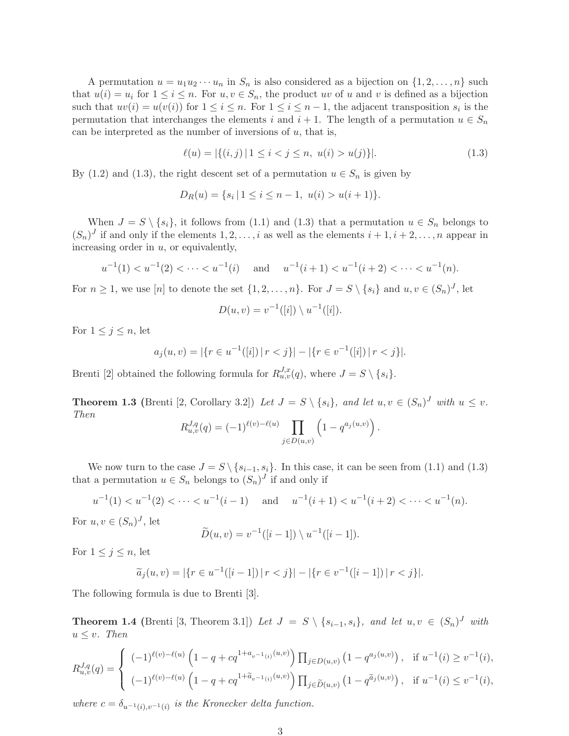A permutation $u = u_1u_2 \cdots u_n$ in $S_n$ is also considered as a bijection on $\{1, 2, \ldots, n\}$ such that $u(i) = u_i$ for $1 \le i \le n$. For $u, v \in S_n$, the product $uv$ of $u$ and $v$ is defined as a bijection such that $uv(i) = u(v(i))$ for $1 \le i \le n$. For $1 \le i \le n-1$, the adjacent transposition $s_i$ is the permutation that interchanges the elements $i$ and $i+1$. The length of a permutation $u \in S_n$ can be interpreted as the number of inversions of $u$, that is,

$$\ell(u) = |\{(i,j) \,|\, 1 \le i < j \le n,\ u(i) > u(j)\}|. \tag{1.3}$$

By (1.2) and (1.3), the right descent set of a permutation $u \in S_n$ is given by

$$D_R(u) = \{s_i \,|\, 1 \le i \le n-1,\ u(i) > u(i+1)\}.$$

When $J = S \setminus \{s_i\}$, it follows from (1.1) and (1.3) that a permutation $u \in S_n$ belongs to $(S_n)^J$ if and only if the elements $1, 2, \ldots, i$ as well as the elements $i+1, i+2, \ldots, n$ appear in increasing order in $u$, or equivalently,

$$u^{-1}(1) < u^{-1}(2) < \cdots < u^{-1}(i) \quad \text{and} \quad u^{-1}(i+1) < u^{-1}(i+2) < \cdots < u^{-1}(n).$$

For $n \ge 1$, we use $[n]$ to denote the set $\{1, 2, \ldots, n\}$. For $J = S \setminus \{s_i\}$ and $u, v \in (S_n)^J$, let

$$D(u,v) = v^{-1}([i]) \setminus u^{-1}([i]).$$

For $1 \le j \le n$, let

$$a_j(u,v) = |\{r \in u^{-1}([i]) \,|\, r < j\}| - |\{r \in v^{-1}([i]) \,|\, r < j\}|.$$

Brenti [2] obtained the following formula for $R^{J,x}_{u,v}(q)$, where $J = S \setminus \{s_i\}$.

**Theorem 1.3** (Brenti [2, Corollary 3.2]) *Let $J = S \setminus \{s_i\}$, and let $u, v \in (S_n)^J$ with $u \le v$. Then*

$$R^{J,q}_{u,v}(q) = (-1)^{\ell(v)-\ell(u)} \prod_{j \in D(u,v)} \left(1 - q^{a_j(u,v)}\right).$$

We now turn to the case $J = S \setminus \{s_{i-1}, s_i\}$. In this case, it can be seen from (1.1) and (1.3) that a permutation $u \in S_n$ belongs to $(S_n)^J$ if and only if

$$u^{-1}(1) < u^{-1}(2) < \cdots < u^{-1}(i-1) \quad \text{and} \quad u^{-1}(i+1) < u^{-1}(i+2) < \cdots < u^{-1}(n).$$

For $u, v \in (S_n)^J$, let

$$\widetilde{D}(u,v) = v^{-1}([i-1]) \setminus u^{-1}([i-1]).$$

For $1 \le j \le n$, let

$$\widetilde{a}_j(u,v) = |\{r \in u^{-1}([i-1]) \,|\, r < j\}| - |\{r \in v^{-1}([i-1]) \,|\, r < j\}|.$$

The following formula is due to Brenti [3].

**Theorem 1.4** (Brenti [3, Theorem 3.1]) *Let $J = S \setminus \{s_{i-1}, s_i\}$, and let $u, v \in (S_n)^J$ with $u \le v$. Then*

$$R^{J,q}_{u,v}(q) = \begin{cases} (-1)^{\ell(v)-\ell(u)} \left(1 - q + cq^{1+a_{v^{-1}(i)}(u,v)}\right) \prod_{j \in D(u,v)} \left(1 - q^{a_j(u,v)}\right), & \text{if } u^{-1}(i) \ge v^{-1}(i), \\ (-1)^{\ell(v)-\ell(u)} \left(1 - q + cq^{1+\widetilde{a}_{v^{-1}(i)}(u,v)}\right) \prod_{j \in \widetilde{D}(u,v)} \left(1 - q^{\widetilde{a}_j(u,v)}\right), & \text{if } u^{-1}(i) \le v^{-1}(i), \end{cases}$$

*where $c = \delta_{u^{-1}(i), v^{-1}(i)}$ is the Kronecker delta function.*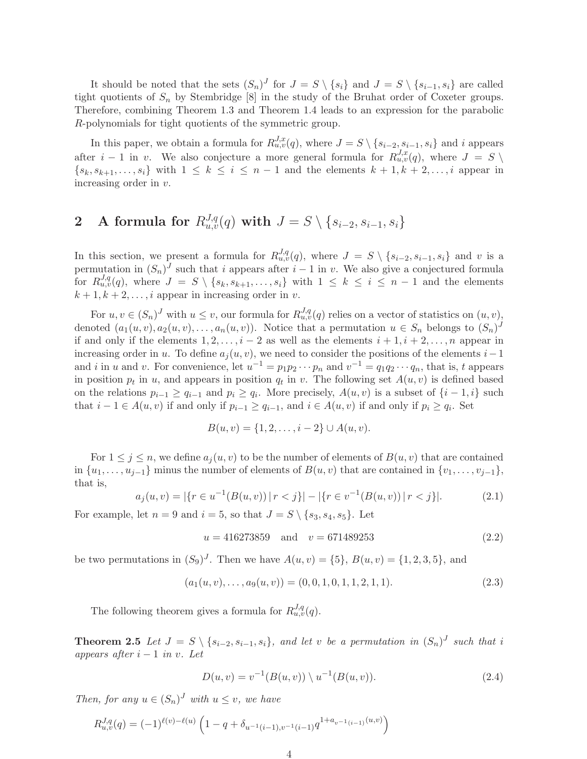It should be noted that the sets $(S_n)^J$ for $J = S \setminus \{s_i\}$ and $J = S \setminus \{s_{i-1}, s_i\}$ are called tight quotients of $S_n$ by Stembridge [8] in the study of the Bruhat order of Coxeter groups. Therefore, combining Theorem 1.3 and Theorem 1.4 leads to an expression for the parabolic $R$-polynomials for tight quotients of the symmetric group.

In this paper, we obtain a formula for $R^{J,x}_{u,v}(q)$, where $J = S \setminus \{s_{i-2}, s_{i-1}, s_i\}$ and $i$ appears after $i-1$ in $v$. We also conjecture a more general formula for $R^{J,x}_{u,v}(q)$, where $J = S \setminus \{s_k, s_{k+1}, \ldots, s_i\}$ with $1 \leq k \leq i \leq n-1$ and the elements $k+1, k+2, \ldots, i$ appear in increasing order in $v$.

## 2 A formula for $R^{J,q}_{u,v}(q)$ with $J = S \setminus \{s_{i-2}, s_{i-1}, s_i\}$

In this section, we present a formula for $R^{J,q}_{u,v}(q)$, where $J = S \setminus \{s_{i-2}, s_{i-1}, s_i\}$ and $v$ is a permutation in $(S_n)^J$ such that $i$ appears after $i-1$ in $v$. We also give a conjectured formula for $R^{J,q}_{u,v}(q)$, where $J = S \setminus \{s_k, s_{k+1}, \ldots, s_i\}$ with $1 \leq k \leq i \leq n-1$ and the elements $k+1, k+2, \ldots, i$ appear in increasing order in $v$.

For $u, v \in (S_n)^J$ with $u \leq v$, our formula for $R^{J,q}_{u,v}(q)$ relies on a vector of statistics on $(u, v)$, denoted $(a_1(u,v), a_2(u,v), \ldots, a_n(u,v))$. Notice that a permutation $u \in S_n$ belongs to $(S_n)^J$ if and only if the elements $1, 2, \ldots, i-2$ as well as the elements $i+1, i+2, \ldots, n$ appear in increasing order in $u$. To define $a_j(u,v)$, we need to consider the positions of the elements $i-1$ and $i$ in $u$ and $v$. For convenience, let $u^{-1} = p_1 p_2 \cdots p_n$ and $v^{-1} = q_1 q_2 \cdots q_n$, that is, $t$ appears in position $p_t$ in $u$, and appears in position $q_t$ in $v$. The following set $A(u,v)$ is defined based on the relations $p_{i-1} \geq q_{i-1}$ and $p_i \geq q_i$. More precisely, $A(u,v)$ is a subset of $\{i-1, i\}$ such that $i-1 \in A(u,v)$ if and only if $p_{i-1} \geq q_{i-1}$, and $i \in A(u,v)$ if and only if $p_i \geq q_i$. Set

$$B(u,v) = \{1, 2, \ldots, i-2\} \cup A(u,v).$$

For $1 \leq j \leq n$, we define $a_j(u,v)$ to be the number of elements of $B(u,v)$ that are contained in $\{u_1, \ldots, u_{j-1}\}$ minus the number of elements of $B(u,v)$ that are contained in $\{v_1, \ldots, v_{j-1}\}$, that is,

$$a_j(u,v) = |\{r \in u^{-1}(B(u,v)) \,|\, r < j\}| - |\{r \in v^{-1}(B(u,v)) \,|\, r < j\}|. \tag{2.1}$$

For example, let $n = 9$ and $i = 5$, so that $J = S \setminus \{s_3, s_4, s_5\}$. Let

$$u = 416273859 \quad \text{and} \quad v = 671489253 \tag{2.2}$$

be two permutations in $(S_9)^J$. Then we have $A(u,v) = \{5\}$, $B(u,v) = \{1, 2, 3, 5\}$, and

$$(a_1(u,v), \ldots, a_9(u,v)) = (0, 0, 1, 0, 1, 1, 2, 1, 1). \tag{2.3}$$

The following theorem gives a formula for $R^{J,q}_{u,v}(q)$.

**Theorem 2.5** *Let $J = S \setminus \{s_{i-2}, s_{i-1}, s_i\}$, and let $v$ be a permutation in $(S_n)^J$ such that $i$ appears after $i-1$ in $v$. Let*

$$D(u,v) = v^{-1}(B(u,v)) \setminus u^{-1}(B(u,v)). \tag{2.4}$$

*Then, for any $u \in (S_n)^J$ with $u \leq v$, we have*

$$R^{J,q}_{u,v}(q) = (-1)^{\ell(v)-\ell(u)} \left(1 - q + \delta_{u^{-1}(i-1), v^{-1}(i-1)} q^{1+a_{v^{-1}(i-1)}(u,v)}\right)$$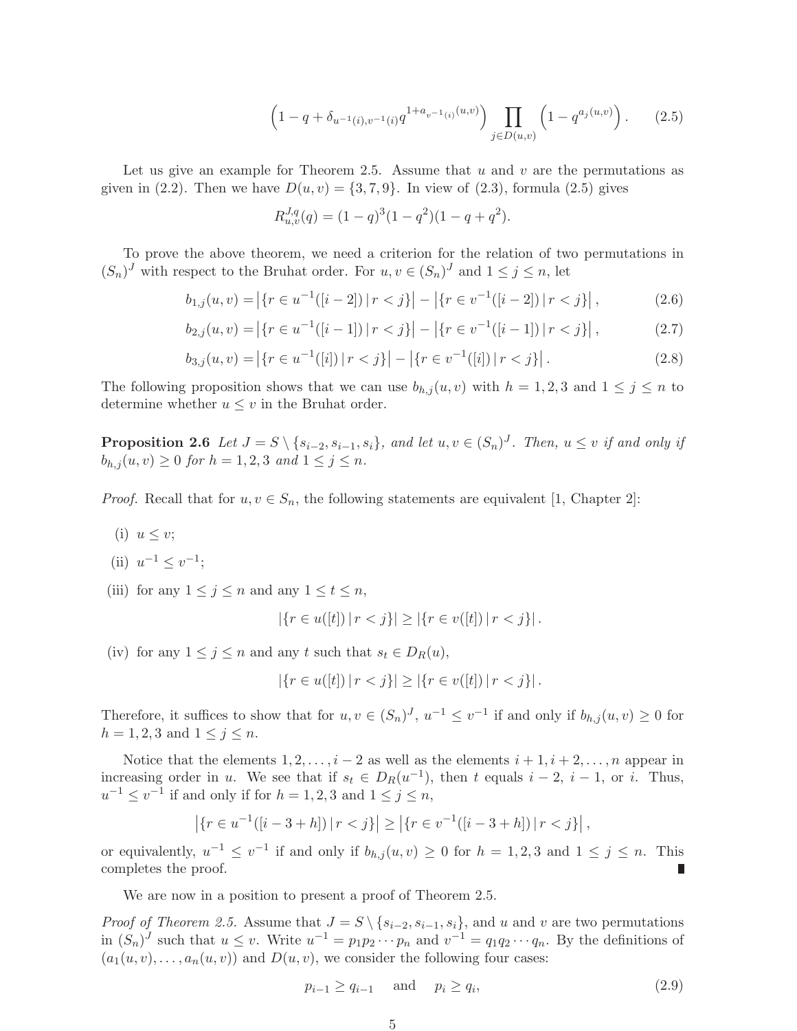$$\left(1-q+\delta_{u^{-1}(i),v^{-1}(i)}q^{1+a_{v^{-1}(i)}(u,v)}\right)\prod_{j\in D(u,v)}\left(1-q^{a_j(u,v)}\right). \tag{2.5}$$

Let us give an example for Theorem 2.5. Assume that $u$ and $v$ are the permutations as given in (2.2). Then we have $D(u,v)=\{3,7,9\}$. In view of (2.3), formula (2.5) gives

$$R^{J,q}_{u,v}(q)=(1-q)^3(1-q^2)(1-q+q^2).$$

To prove the above theorem, we need a criterion for the relation of two permutations in $(S_n)^J$ with respect to the Bruhat order. For $u,v\in(S_n)^J$ and $1\le j\le n$, let

$$b_{1,j}(u,v)=\left|\{r\in u^{-1}([i-2])\,|\,r<j\}\right|-\left|\{r\in v^{-1}([i-2])\,|\,r<j\}\right|, \tag{2.6}$$

$$b_{2,j}(u,v)=\left|\{r\in u^{-1}([i-1])\,|\,r<j\}\right|-\left|\{r\in v^{-1}([i-1])\,|\,r<j\}\right|, \tag{2.7}$$

$$b_{3,j}(u,v)=\left|\{r\in u^{-1}([i])\,|\,r<j\}\right|-\left|\{r\in v^{-1}([i])\,|\,r<j\}\right|. \tag{2.8}$$

The following proposition shows that we can use $b_{h,j}(u,v)$ with $h=1,2,3$ and $1\le j\le n$ to determine whether $u\le v$ in the Bruhat order.

**Proposition 2.6** *Let $J=S\setminus\{s_{i-2},s_{i-1},s_i\}$, and let $u,v\in(S_n)^J$. Then, $u\le v$ if and only if $b_{h,j}(u,v)\ge 0$ for $h=1,2,3$ and $1\le j\le n$.*

*Proof.* Recall that for $u,v\in S_n$, the following statements are equivalent [1, Chapter 2]:

- (i) $u\le v$;
- (ii) $u^{-1}\le v^{-1}$;
- (iii) for any $1\le j\le n$ and any $1\le t\le n$,

$$\left|\{r\in u([t])\,|\,r<j\}\right|\ge\left|\{r\in v([t])\,|\,r<j\}\right|.$$

- (iv) for any $1\le j\le n$ and any $t$ such that $s_t\in D_R(u)$,

$$\left|\{r\in u([t])\,|\,r<j\}\right|\ge\left|\{r\in v([t])\,|\,r<j\}\right|.$$

Therefore, it suffices to show that for $u,v\in(S_n)^J$, $u^{-1}\le v^{-1}$ if and only if $b_{h,j}(u,v)\ge 0$ for $h=1,2,3$ and $1\le j\le n$.

Notice that the elements $1,2,\ldots,i-2$ as well as the elements $i+1,i+2,\ldots,n$ appear in increasing order in $u$. We see that if $s_t\in D_R(u^{-1})$, then $t$ equals $i-2$, $i-1$, or $i$. Thus, $u^{-1}\le v^{-1}$ if and only if for $h=1,2,3$ and $1\le j\le n$,

$$\left|\{r\in u^{-1}([i-3+h])\,|\,r<j\}\right|\ge\left|\{r\in v^{-1}([i-3+h])\,|\,r<j\}\right|,$$

or equivalently, $u^{-1}\le v^{-1}$ if and only if $b_{h,j}(u,v)\ge 0$ for $h=1,2,3$ and $1\le j\le n$. This completes the proof. ∎

We are now in a position to present a proof of Theorem 2.5.

*Proof of Theorem 2.5.* Assume that $J=S\setminus\{s_{i-2},s_{i-1},s_i\}$, and $u$ and $v$ are two permutations in $(S_n)^J$ such that $u\le v$. Write $u^{-1}=p_1p_2\cdots p_n$ and $v^{-1}=q_1q_2\cdots q_n$. By the definitions of $(a_1(u,v),\ldots,a_n(u,v))$ and $D(u,v)$, we consider the following four cases:

$$p_{i-1}\ge q_{i-1}\quad\text{and}\quad p_i\ge q_i, \tag{2.9}$$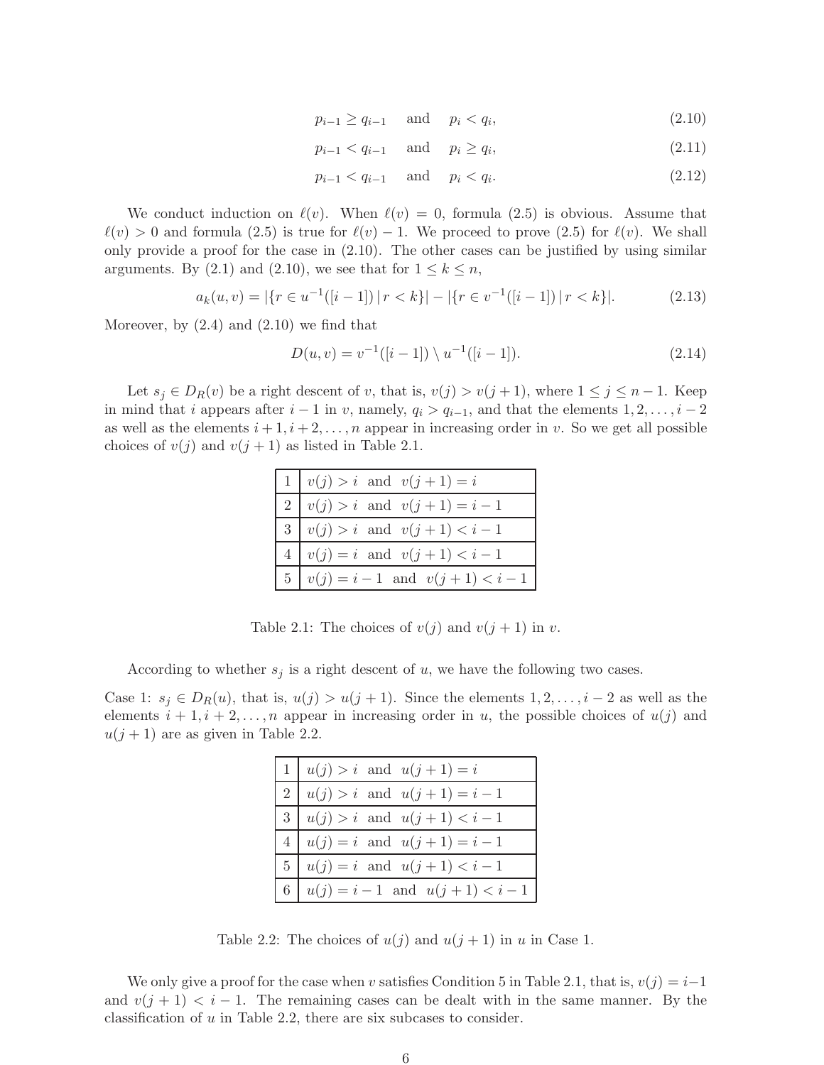$$p_{i-1} \geq q_{i-1} \quad \text{and} \quad p_i < q_i, \tag{2.10}$$

$$p_{i-1} < q_{i-1} \quad \text{and} \quad p_i \geq q_i, \tag{2.11}$$

$$p_{i-1} < q_{i-1} \quad \text{and} \quad p_i < q_i. \tag{2.12}$$

We conduct induction on $\ell(v)$. When $\ell(v) = 0$, formula (2.5) is obvious. Assume that $\ell(v) > 0$ and formula (2.5) is true for $\ell(v) - 1$. We proceed to prove (2.5) for $\ell(v)$. We shall only provide a proof for the case in (2.10). The other cases can be justified by using similar arguments. By (2.1) and (2.10), we see that for $1 \leq k \leq n$,

$$a_k(u, v) = |\{r \in u^{-1}([i-1]) \mid r < k\}| - |\{r \in v^{-1}([i-1]) \mid r < k\}|. \tag{2.13}$$

Moreover, by (2.4) and (2.10) we find that

$$D(u, v) = v^{-1}([i-1]) \setminus u^{-1}([i-1]). \tag{2.14}$$

Let $s_j \in D_R(v)$ be a right descent of $v$, that is, $v(j) > v(j+1)$, where $1 \leq j \leq n-1$. Keep in mind that $i$ appears after $i-1$ in $v$, namely, $q_i > q_{i-1}$, and that the elements $1, 2, \ldots, i-2$ as well as the elements $i+1, i+2, \ldots, n$ appear in increasing order in $v$. So we get all possible choices of $v(j)$ and $v(j+1)$ as listed in Table 2.1.

| | |
|---|---|
| 1 | $v(j) > i$ and $v(j+1) = i$ |
| 2 | $v(j) > i$ and $v(j+1) = i-1$ |
| 3 | $v(j) > i$ and $v(j+1) < i-1$ |
| 4 | $v(j) = i$ and $v(j+1) < i-1$ |
| 5 | $v(j) = i-1$ and $v(j+1) < i-1$ |

Table 2.1: The choices of $v(j)$ and $v(j+1)$ in $v$.

According to whether $s_j$ is a right descent of $u$, we have the following two cases.

Case 1: $s_j \in D_R(u)$, that is, $u(j) > u(j+1)$. Since the elements $1, 2, \ldots, i-2$ as well as the elements $i+1, i+2, \ldots, n$ appear in increasing order in $u$, the possible choices of $u(j)$ and $u(j+1)$ are as given in Table 2.2.

| | |
|---|---|
| 1 | $u(j) > i$ and $u(j+1) = i$ |
| 2 | $u(j) > i$ and $u(j+1) = i-1$ |
| 3 | $u(j) > i$ and $u(j+1) < i-1$ |
| 4 | $u(j) = i$ and $u(j+1) = i-1$ |
| 5 | $u(j) = i$ and $u(j+1) < i-1$ |
| 6 | $u(j) = i-1$ and $u(j+1) < i-1$ |

Table 2.2: The choices of $u(j)$ and $u(j+1)$ in $u$ in Case 1.

We only give a proof for the case when $v$ satisfies Condition 5 in Table 2.1, that is, $v(j) = i-1$ and $v(j+1) < i-1$. The remaining cases can be dealt with in the same manner. By the classification of $u$ in Table 2.2, there are six subcases to consider.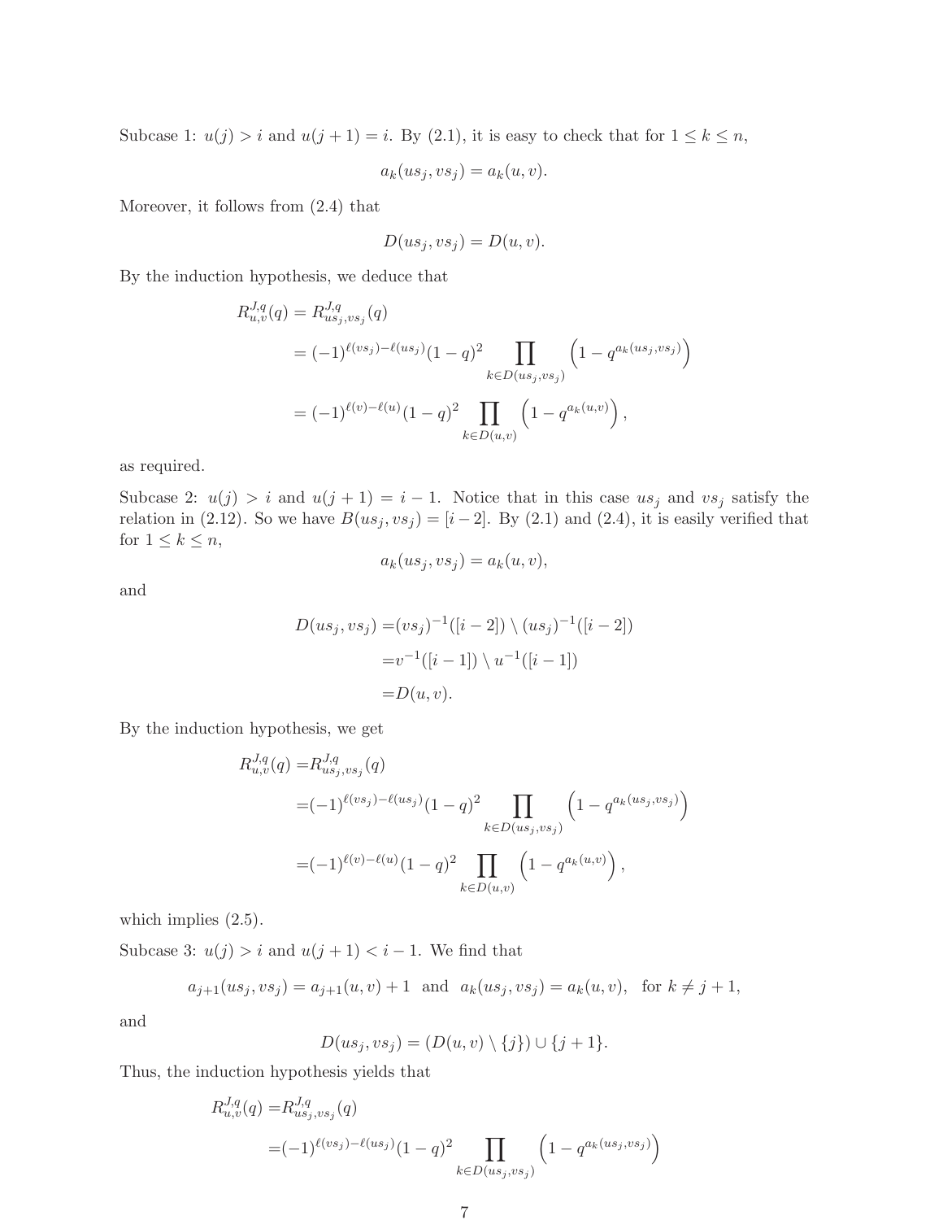Subcase 1: $u(j) > i$ and $u(j+1) = i$. By (2.1), it is easy to check that for $1 \leq k \leq n$,

$$a_k(us_j, vs_j) = a_k(u, v).$$

Moreover, it follows from (2.4) that

$$D(us_j, vs_j) = D(u, v).$$

By the induction hypothesis, we deduce that

$$\begin{aligned}
R_{u,v}^{J,q}(q) &= R_{us_j,vs_j}^{J,q}(q) \\
&= (-1)^{\ell(vs_j)-\ell(us_j)}(1-q)^2 \prod_{k \in D(us_j,vs_j)} \left(1 - q^{a_k(us_j,vs_j)}\right) \\
&= (-1)^{\ell(v)-\ell(u)}(1-q)^2 \prod_{k \in D(u,v)} \left(1 - q^{a_k(u,v)}\right),
\end{aligned}$$

as required.

Subcase 2: $u(j) > i$ and $u(j+1) = i-1$. Notice that in this case $us_j$ and $vs_j$ satisfy the relation in (2.12). So we have $B(us_j, vs_j) = [i-2]$. By (2.1) and (2.4), it is easily verified that for $1 \leq k \leq n$,

$$a_k(us_j, vs_j) = a_k(u, v),$$

and

$$\begin{aligned}
D(us_j, vs_j) =& (vs_j)^{-1}([i-2]) \setminus (us_j)^{-1}([i-2]) \\
=& v^{-1}([i-1]) \setminus u^{-1}([i-1]) \\
=& D(u, v).
\end{aligned}$$

By the induction hypothesis, we get

$$\begin{aligned}
R_{u,v}^{J,q}(q) =& R_{us_j,vs_j}^{J,q}(q) \\
=& (-1)^{\ell(vs_j)-\ell(us_j)}(1-q)^2 \prod_{k \in D(us_j,vs_j)} \left(1 - q^{a_k(us_j,vs_j)}\right) \\
=& (-1)^{\ell(v)-\ell(u)}(1-q)^2 \prod_{k \in D(u,v)} \left(1 - q^{a_k(u,v)}\right),
\end{aligned}$$

which implies (2.5).

Subcase 3: $u(j) > i$ and $u(j+1) < i-1$. We find that

$$a_{j+1}(us_j, vs_j) = a_{j+1}(u, v) + 1 \quad \text{and} \quad a_k(us_j, vs_j) = a_k(u, v), \quad \text{for } k \neq j+1,$$

and

$$D(us_j, vs_j) = (D(u, v) \setminus \{j\}) \cup \{j+1\}.$$

Thus, the induction hypothesis yields that

$$\begin{aligned}
R_{u,v}^{J,q}(q) =& R_{us_j,vs_j}^{J,q}(q) \\
=& (-1)^{\ell(vs_j)-\ell(us_j)}(1-q)^2 \prod_{k \in D(us_j,vs_j)} \left(1 - q^{a_k(us_j,vs_j)}\right)
\end{aligned}$$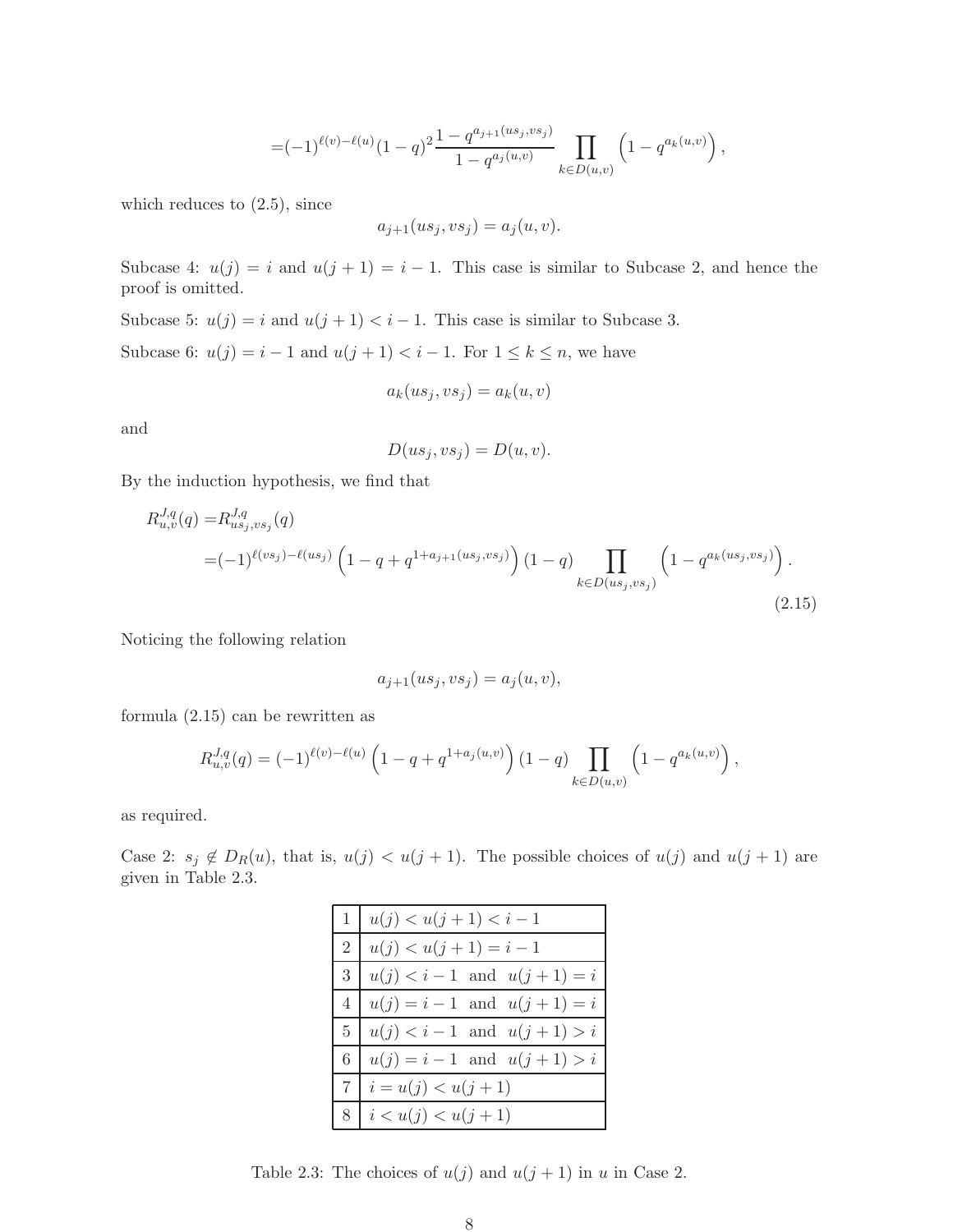$$=(-1)^{\ell(v)-\ell(u)}(1-q)^2\frac{1-q^{a_{j+1}(us_j,vs_j)}}{1-q^{a_j(u,v)}}\prod_{k\in D(u,v)}\left(1-q^{a_k(u,v)}\right),$$

which reduces to (2.5), since

$$a_{j+1}(us_j,vs_j)=a_j(u,v).$$

Subcase 4: $u(j)=i$ and $u(j+1)=i-1$. This case is similar to Subcase 2, and hence the proof is omitted.

Subcase 5: $u(j)=i$ and $u(j+1)<i-1$. This case is similar to Subcase 3.

Subcase 6: $u(j)=i-1$ and $u(j+1)<i-1$. For $1\le k\le n$, we have

$$a_k(us_j,vs_j)=a_k(u,v)$$

and

$$D(us_j,vs_j)=D(u,v).$$

By the induction hypothesis, we find that

$$\begin{aligned}R^{J,q}_{u,v}(q)=&R^{J,q}_{us_j,vs_j}(q)\\=&(-1)^{\ell(vs_j)-\ell(us_j)}\left(1-q+q^{1+a_{j+1}(us_j,vs_j)}\right)(1-q)\prod_{k\in D(us_j,vs_j)}\left(1-q^{a_k(us_j,vs_j)}\right).\end{aligned}\tag{2.15}$$

Noticing the following relation

$$a_{j+1}(us_j,vs_j)=a_j(u,v),$$

formula (2.15) can be rewritten as

$$R^{J,q}_{u,v}(q)=(-1)^{\ell(v)-\ell(u)}\left(1-q+q^{1+a_j(u,v)}\right)(1-q)\prod_{k\in D(u,v)}\left(1-q^{a_k(u,v)}\right),$$

as required.

Case 2: $s_j\notin D_R(u)$, that is, $u(j)<u(j+1)$. The possible choices of $u(j)$ and $u(j+1)$ are given in Table 2.3.

| | |
|---|---|
| 1 | $u(j)<u(j+1)<i-1$ |
| 2 | $u(j)<u(j+1)=i-1$ |
| 3 | $u(j)<i-1$ and $u(j+1)=i$ |
| 4 | $u(j)=i-1$ and $u(j+1)=i$ |
| 5 | $u(j)<i-1$ and $u(j+1)>i$ |
| 6 | $u(j)=i-1$ and $u(j+1)>i$ |
| 7 | $i=u(j)<u(j+1)$ |
| 8 | $i<u(j)<u(j+1)$ |

Table 2.3: The choices of $u(j)$ and $u(j+1)$ in $u$ in Case 2.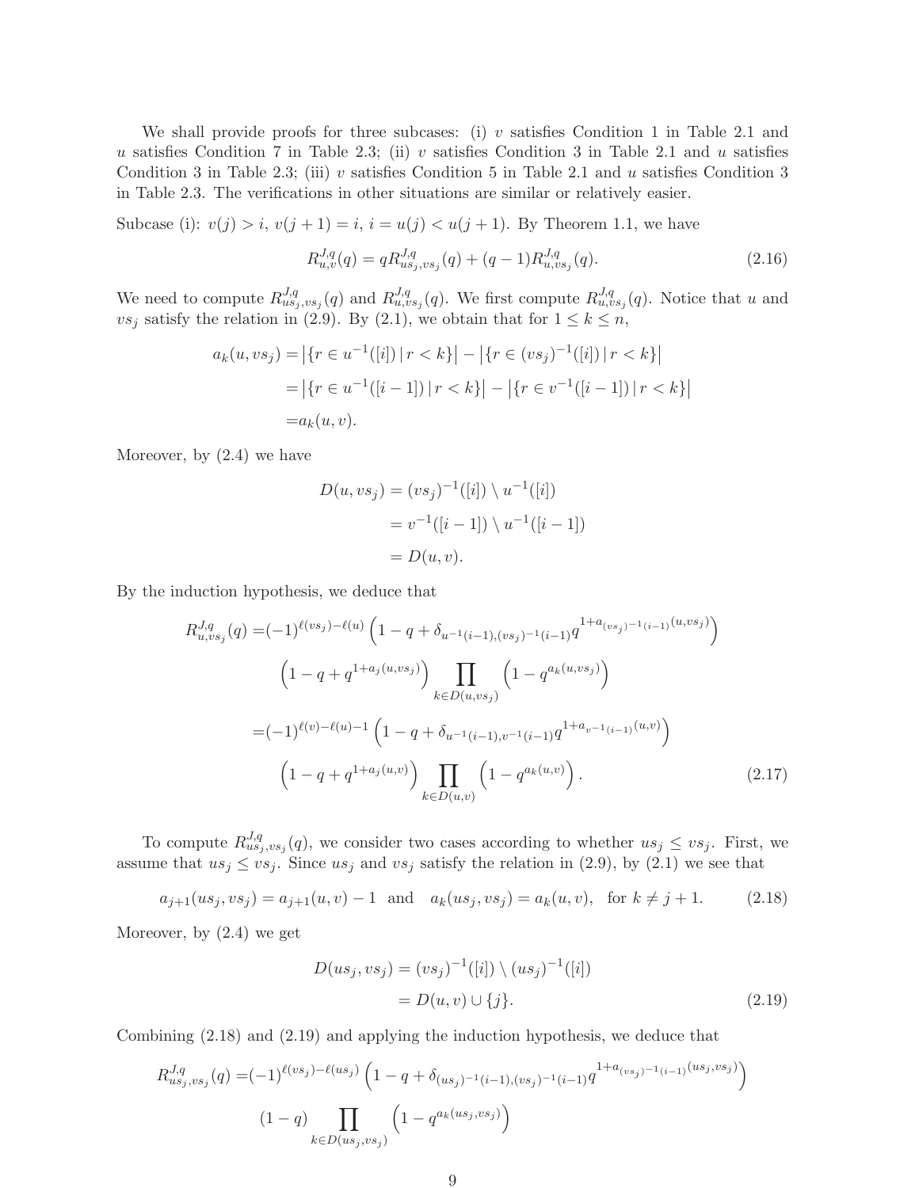We shall provide proofs for three subcases: (i) $v$ satisfies Condition 1 in Table 2.1 and $u$ satisfies Condition 7 in Table 2.3; (ii) $v$ satisfies Condition 3 in Table 2.1 and $u$ satisfies Condition 3 in Table 2.3; (iii) $v$ satisfies Condition 5 in Table 2.1 and $u$ satisfies Condition 3 in Table 2.3. The verifications in other situations are similar or relatively easier.

Subcase (i): $v(j) > i$, $v(j+1) = i$, $i = u(j) < u(j+1)$. By Theorem 1.1, we have

$$R^{J,q}_{u,v}(q) = qR^{J,q}_{us_j,vs_j}(q) + (q-1)R^{J,q}_{u,vs_j}(q). \tag{2.16}$$

We need to compute $R^{J,q}_{us_j,vs_j}(q)$ and $R^{J,q}_{u,vs_j}(q)$. We first compute $R^{J,q}_{u,vs_j}(q)$. Notice that $u$ and $vs_j$ satisfy the relation in (2.9). By (2.1), we obtain that for $1 \leq k \leq n$,

$$\begin{aligned}
a_k(u, vs_j) =& \left|\{r \in u^{-1}([i]) \,|\, r < k\}\right| - \left|\{r \in (vs_j)^{-1}([i]) \,|\, r < k\}\right| \\
=& \left|\{r \in u^{-1}([i-1]) \,|\, r < k\}\right| - \left|\{r \in v^{-1}([i-1]) \,|\, r < k\}\right| \\
=& a_k(u, v).
\end{aligned}$$

Moreover, by (2.4) we have

$$\begin{aligned}
D(u, vs_j) &= (vs_j)^{-1}([i]) \setminus u^{-1}([i]) \\
&= v^{-1}([i-1]) \setminus u^{-1}([i-1]) \\
&= D(u, v).
\end{aligned}$$

By the induction hypothesis, we deduce that

$$\begin{aligned}
R^{J,q}_{u,vs_j}(q) =& (-1)^{\ell(vs_j)-\ell(u)} \left(1 - q + \delta_{u^{-1}(i-1),(vs_j)^{-1}(i-1)} q^{1+a_{(vs_j)^{-1}(i-1)}(u,vs_j)}\right) \\
& \left(1 - q + q^{1+a_j(u,vs_j)}\right) \prod_{k \in D(u,vs_j)} \left(1 - q^{a_k(u,vs_j)}\right) \\
=& (-1)^{\ell(v)-\ell(u)-1} \left(1 - q + \delta_{u^{-1}(i-1),v^{-1}(i-1)} q^{1+a_{v^{-1}(i-1)}(u,v)}\right) \\
& \left(1 - q + q^{1+a_j(u,v)}\right) \prod_{k \in D(u,v)} \left(1 - q^{a_k(u,v)}\right).
\end{aligned} \tag{2.17}$$

To compute $R^{J,q}_{us_j,vs_j}(q)$, we consider two cases according to whether $us_j \leq vs_j$. First, we assume that $us_j \leq vs_j$. Since $us_j$ and $vs_j$ satisfy the relation in (2.9), by (2.1) we see that

$$a_{j+1}(us_j, vs_j) = a_{j+1}(u, v) - 1 \quad \text{and} \quad a_k(us_j, vs_j) = a_k(u, v), \quad \text{for } k \neq j+1. \tag{2.18}$$

Moreover, by (2.4) we get

$$\begin{aligned}
D(us_j, vs_j) &= (vs_j)^{-1}([i]) \setminus (us_j)^{-1}([i]) \\
&= D(u, v) \cup \{j\}.
\end{aligned} \tag{2.19}$$

Combining (2.18) and (2.19) and applying the induction hypothesis, we deduce that

$$\begin{aligned}
R^{J,q}_{us_j,vs_j}(q) =& (-1)^{\ell(vs_j)-\ell(us_j)} \left(1 - q + \delta_{(us_j)^{-1}(i-1),(vs_j)^{-1}(i-1)} q^{1+a_{(vs_j)^{-1}(i-1)}(us_j,vs_j)}\right) \\
& (1-q) \prod_{k \in D(us_j,vs_j)} \left(1 - q^{a_k(us_j,vs_j)}\right)
\end{aligned}$$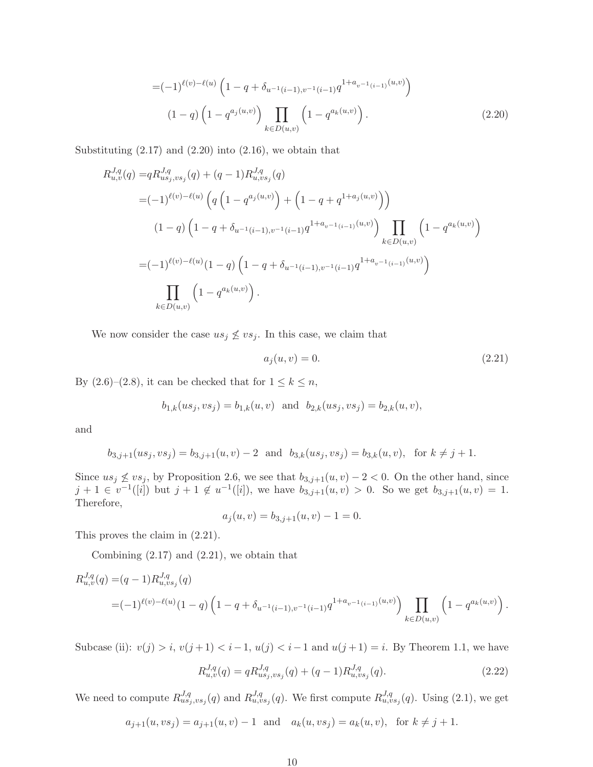$$
\begin{aligned}
=&(-1)^{\ell(v)-\ell(u)} \left(1-q+\delta_{u^{-1}(i-1),v^{-1}(i-1)} q^{1+a_{v^{-1}(i-1)}(u,v)}\right) \\
&(1-q)\left(1-q^{a_j(u,v)}\right) \prod_{k \in D(u,v)} \left(1-q^{a_k(u,v)}\right). 
\end{aligned} \tag{2.20}
$$

Substituting (2.17) and (2.20) into (2.16), we obtain that

$$
\begin{aligned}
R^{J,q}_{u,v}(q) =& q R^{J,q}_{us_j,vs_j}(q) + (q-1) R^{J,q}_{u,vs_j}(q) \\
=&(-1)^{\ell(v)-\ell(u)} \left(q\left(1-q^{a_j(u,v)}\right) + \left(1-q+q^{1+a_j(u,v)}\right)\right) \\
&(1-q)\left(1-q+\delta_{u^{-1}(i-1),v^{-1}(i-1)} q^{1+a_{v^{-1}(i-1)}(u,v)}\right) \prod_{k \in D(u,v)} \left(1-q^{a_k(u,v)}\right) \\
=&(-1)^{\ell(v)-\ell(u)}(1-q)\left(1-q+\delta_{u^{-1}(i-1),v^{-1}(i-1)} q^{1+a_{v^{-1}(i-1)}(u,v)}\right) \\
&\prod_{k \in D(u,v)} \left(1-q^{a_k(u,v)}\right).
\end{aligned}
$$

We now consider the case $us_j \not\leq vs_j$. In this case, we claim that

$$
a_j(u,v) = 0. \tag{2.21}
$$

By (2.6)–(2.8), it can be checked that for $1 \leq k \leq n$,

$$
b_{1,k}(us_j,vs_j) = b_{1,k}(u,v) \ \text{ and } \ b_{2,k}(us_j,vs_j) = b_{2,k}(u,v),
$$

and

$$
b_{3,j+1}(us_j,vs_j) = b_{3,j+1}(u,v) - 2 \ \text{ and } \ b_{3,k}(us_j,vs_j) = b_{3,k}(u,v), \ \text{ for } k \neq j+1.
$$

Since $us_j \not\leq vs_j$, by Proposition 2.6, we see that $b_{3,j+1}(u,v) - 2 < 0$. On the other hand, since $j+1 \in v^{-1}([i])$ but $j+1 \notin u^{-1}([i])$, we have $b_{3,j+1}(u,v) > 0$. So we get $b_{3,j+1}(u,v) = 1$. Therefore,

$$
a_j(u,v) = b_{3,j+1}(u,v) - 1 = 0.
$$

This proves the claim in (2.21).

Combining (2.17) and (2.21), we obtain that

$$
\begin{aligned}
R^{J,q}_{u,v}(q) =& (q-1) R^{J,q}_{u,vs_j}(q) \\
=& (-1)^{\ell(v)-\ell(u)}(1-q)\left(1-q+\delta_{u^{-1}(i-1),v^{-1}(i-1)} q^{1+a_{v^{-1}(i-1)}(u,v)}\right) \prod_{k \in D(u,v)} \left(1-q^{a_k(u,v)}\right).
\end{aligned}
$$

Subcase (ii): $v(j) > i$, $v(j+1) < i-1$, $u(j) < i-1$ and $u(j+1) = i$. By Theorem 1.1, we have

$$
R^{J,q}_{u,v}(q) = q R^{J,q}_{us_j,vs_j}(q) + (q-1) R^{J,q}_{u,vs_j}(q). \tag{2.22}
$$

We need to compute $R^{J,q}_{us_j,vs_j}(q)$ and $R^{J,q}_{u,vs_j}(q)$. We first compute $R^{J,q}_{u,vs_j}(q)$. Using (2.1), we get

$$
a_{j+1}(u,vs_j) = a_{j+1}(u,v) - 1 \ \text{ and } \ a_k(u,vs_j) = a_k(u,v), \ \text{ for } k \neq j+1.
$$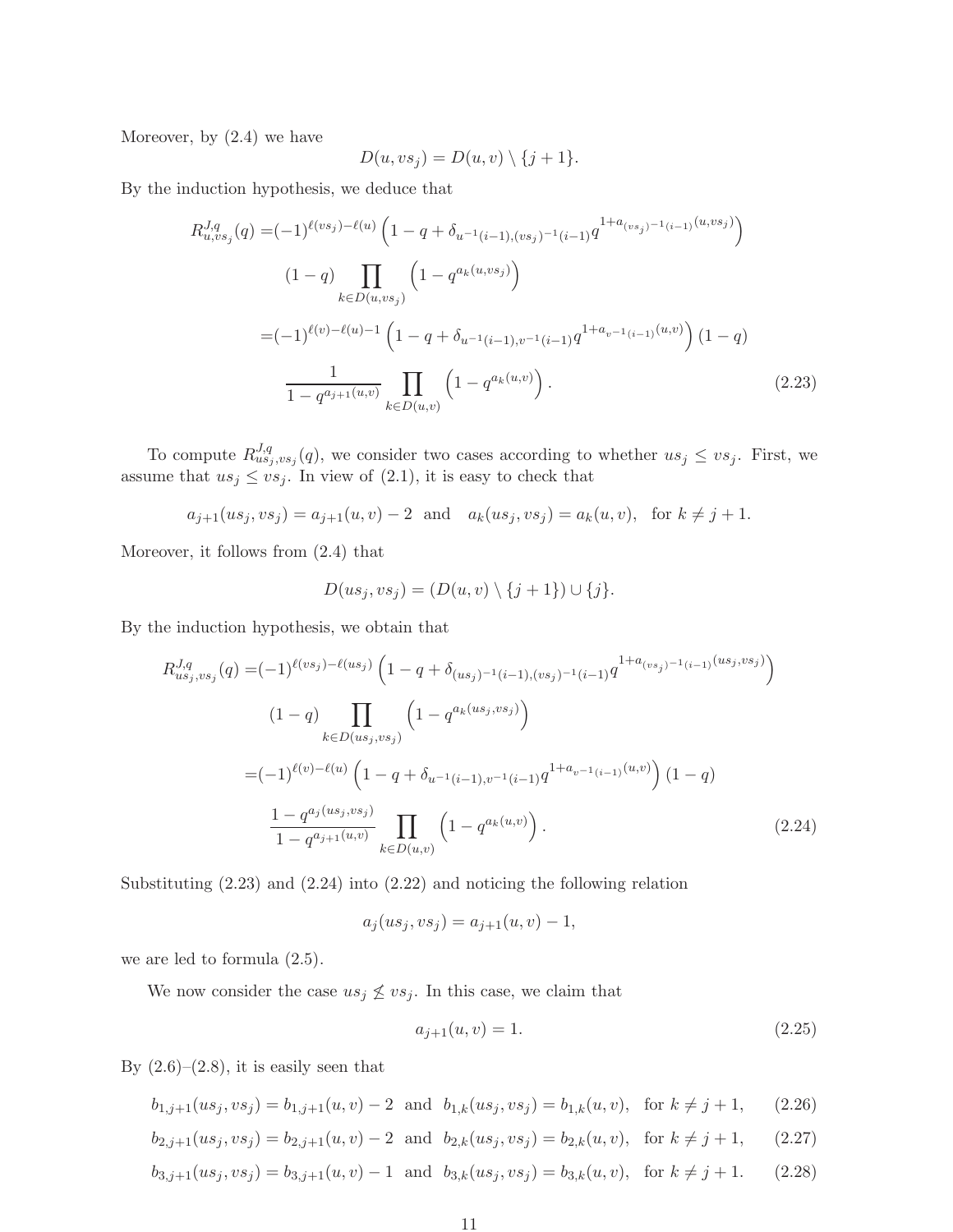Moreover, by (2.4) we have

$$D(u, vs_j) = D(u, v) \setminus \{j+1\}.$$

By the induction hypothesis, we deduce that

$$\begin{aligned}
R^{J,q}_{u,vs_j}(q) =&(-1)^{\ell(vs_j)-\ell(u)} \left(1 - q + \delta_{u^{-1}(i-1),(vs_j)^{-1}(i-1)} q^{1+a_{(vs_j)^{-1}(i-1)}(u,vs_j)}\right) \\
&(1-q) \prod_{k\in D(u,vs_j)} \left(1 - q^{a_k(u,vs_j)}\right) \\
=&(-1)^{\ell(v)-\ell(u)-1} \left(1 - q + \delta_{u^{-1}(i-1),v^{-1}(i-1)} q^{1+a_{v^{-1}(i-1)}(u,v)}\right)(1-q) \\
&\frac{1}{1-q^{a_{j+1}(u,v)}} \prod_{k\in D(u,v)} \left(1 - q^{a_k(u,v)}\right). \qquad (2.23)
\end{aligned}$$

To compute $R^{J,q}_{us_j,vs_j}(q)$, we consider two cases according to whether $us_j \leq vs_j$. First, we assume that $us_j \leq vs_j$. In view of (2.1), it is easy to check that

$$a_{j+1}(us_j, vs_j) = a_{j+1}(u, v) - 2 \quad \text{and} \quad a_k(us_j, vs_j) = a_k(u, v), \quad \text{for } k \neq j+1.$$

Moreover, it follows from (2.4) that

$$D(us_j, vs_j) = (D(u, v) \setminus \{j+1\}) \cup \{j\}.$$

By the induction hypothesis, we obtain that

$$\begin{aligned}
R^{J,q}_{us_j,vs_j}(q) =&(-1)^{\ell(vs_j)-\ell(us_j)} \left(1 - q + \delta_{(us_j)^{-1}(i-1),(vs_j)^{-1}(i-1)} q^{1+a_{(vs_j)^{-1}(i-1)}(us_j,vs_j)}\right) \\
&(1-q) \prod_{k\in D(us_j,vs_j)} \left(1 - q^{a_k(us_j,vs_j)}\right) \\
=&(-1)^{\ell(v)-\ell(u)} \left(1 - q + \delta_{u^{-1}(i-1),v^{-1}(i-1)} q^{1+a_{v^{-1}(i-1)}(u,v)}\right)(1-q) \\
&\frac{1-q^{a_j(us_j,vs_j)}}{1-q^{a_{j+1}(u,v)}} \prod_{k\in D(u,v)} \left(1 - q^{a_k(u,v)}\right). \qquad (2.24)
\end{aligned}$$

Substituting (2.23) and (2.24) into (2.22) and noticing the following relation

$$a_j(us_j, vs_j) = a_{j+1}(u, v) - 1,$$

we are led to formula (2.5).

We now consider the case $us_j \not\leq vs_j$. In this case, we claim that

$$a_{j+1}(u, v) = 1. \qquad (2.25)$$

By (2.6)–(2.8), it is easily seen that

$$b_{1,j+1}(us_j, vs_j) = b_{1,j+1}(u, v) - 2 \quad \text{and} \quad b_{1,k}(us_j, vs_j) = b_{1,k}(u, v), \quad \text{for } k \neq j+1, \qquad (2.26)$$

$$b_{2,j+1}(us_j, vs_j) = b_{2,j+1}(u, v) - 2 \quad \text{and} \quad b_{2,k}(us_j, vs_j) = b_{2,k}(u, v), \quad \text{for } k \neq j+1, \qquad (2.27)$$

$$b_{3,j+1}(us_j, vs_j) = b_{3,j+1}(u, v) - 1 \quad \text{and} \quad b_{3,k}(us_j, vs_j) = b_{3,k}(u, v), \quad \text{for } k \neq j+1. \qquad (2.28)$$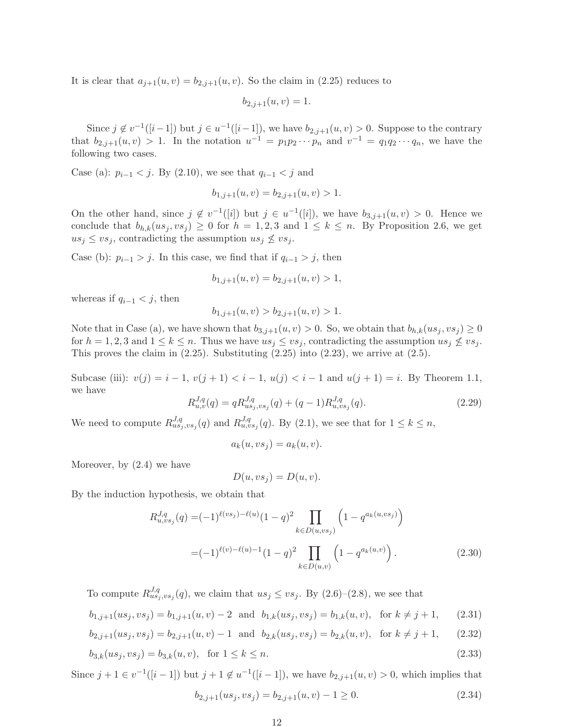It is clear that $a_{j+1}(u,v) = b_{2,j+1}(u,v)$. So the claim in (2.25) reduces to

$$b_{2,j+1}(u,v) = 1.$$

Since $j \notin v^{-1}([i-1])$ but $j \in u^{-1}([i-1])$, we have $b_{2,j+1}(u,v) > 0$. Suppose to the contrary that $b_{2,j+1}(u,v) > 1$. In the notation $u^{-1} = p_1 p_2 \cdots p_n$ and $v^{-1} = q_1 q_2 \cdots q_n$, we have the following two cases.

Case (a): $p_{i-1} < j$. By (2.10), we see that $q_{i-1} < j$ and

$$b_{1,j+1}(u,v) = b_{2,j+1}(u,v) > 1.$$

On the other hand, since $j \notin v^{-1}([i])$ but $j \in u^{-1}([i])$, we have $b_{3,j+1}(u,v) > 0$. Hence we conclude that $b_{h,k}(us_j, vs_j) \geq 0$ for $h = 1,2,3$ and $1 \leq k \leq n$. By Proposition 2.6, we get $us_j \leq vs_j$, contradicting the assumption $us_j \not\leq vs_j$.

Case (b): $p_{i-1} > j$. In this case, we find that if $q_{i-1} > j$, then

$$b_{1,j+1}(u,v) = b_{2,j+1}(u,v) > 1,$$

whereas if $q_{i-1} < j$, then

$$b_{1,j+1}(u,v) > b_{2,j+1}(u,v) > 1.$$

Note that in Case (a), we have shown that $b_{3,j+1}(u,v) > 0$. So, we obtain that $b_{h,k}(us_j, vs_j) \geq 0$ for $h = 1,2,3$ and $1 \leq k \leq n$. Thus we have $us_j \leq vs_j$, contradicting the assumption $us_j \not\leq vs_j$. This proves the claim in (2.25). Substituting (2.25) into (2.23), we arrive at (2.5).

Subcase (iii): $v(j) = i-1$, $v(j+1) < i-1$, $u(j) < i-1$ and $u(j+1) = i$. By Theorem 1.1, we have

$$R^{J,q}_{u,v}(q) = qR^{J,q}_{us_j,vs_j}(q) + (q-1)R^{J,q}_{u,vs_j}(q). \tag{2.29}$$

We need to compute $R^{J,q}_{us_j,vs_j}(q)$ and $R^{J,q}_{u,vs_j}(q)$. By (2.1), we see that for $1 \leq k \leq n$,

$$a_k(u, vs_j) = a_k(u,v).$$

Moreover, by (2.4) we have

$$D(u, vs_j) = D(u,v).$$

By the induction hypothesis, we obtain that

$$\begin{aligned} R^{J,q}_{u,vs_j}(q) =& (-1)^{\ell(vs_j)-\ell(u)}(1-q)^2 \prod_{k \in D(u,vs_j)} \left(1 - q^{a_k(u,vs_j)}\right) \\ =& (-1)^{\ell(v)-\ell(u)-1}(1-q)^2 \prod_{k \in D(u,v)} \left(1 - q^{a_k(u,v)}\right). \end{aligned} \tag{2.30}$$

To compute $R^{J,q}_{us_j,vs_j}(q)$, we claim that $us_j \leq vs_j$. By (2.6)–(2.8), we see that

$$b_{1,j+1}(us_j, vs_j) = b_{1,j+1}(u,v) - 2 \ \text{ and } \ b_{1,k}(us_j, vs_j) = b_{1,k}(u,v), \ \text{ for } k \neq j+1, \tag{2.31}$$

$$b_{2,j+1}(us_j, vs_j) = b_{2,j+1}(u,v) - 1 \ \text{ and } \ b_{2,k}(us_j, vs_j) = b_{2,k}(u,v), \ \text{ for } k \neq j+1, \tag{2.32}$$

$$b_{3,k}(us_j, vs_j) = b_{3,k}(u,v), \ \text{ for } 1 \leq k \leq n. \tag{2.33}$$

Since $j+1 \in v^{-1}([i-1])$ but $j+1 \notin u^{-1}([i-1])$, we have $b_{2,j+1}(u,v) > 0$, which implies that

$$b_{2,j+1}(us_j, vs_j) = b_{2,j+1}(u,v) - 1 \geq 0. \tag{2.34}$$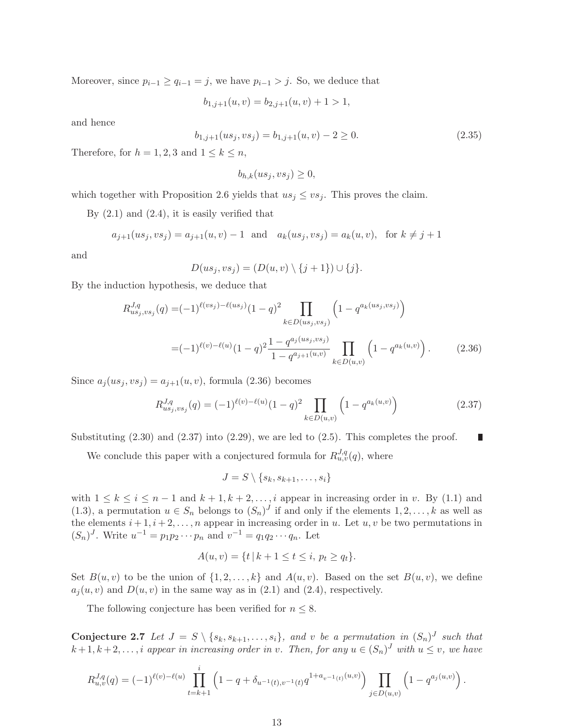Moreover, since $p_{i-1} \geq q_{i-1} = j$, we have $p_{i-1} > j$. So, we deduce that

$$b_{1,j+1}(u,v) = b_{2,j+1}(u,v) + 1 > 1,$$

and hence

$$b_{1,j+1}(us_j, vs_j) = b_{1,j+1}(u,v) - 2 \geq 0. \tag{2.35}$$

Therefore, for $h = 1, 2, 3$ and $1 \leq k \leq n$,

$$b_{h,k}(us_j, vs_j) \geq 0,$$

which together with Proposition 2.6 yields that $us_j \leq vs_j$. This proves the claim.

By (2.1) and (2.4), it is easily verified that

$$a_{j+1}(us_j, vs_j) = a_{j+1}(u,v) - 1 \quad \text{and} \quad a_k(us_j, vs_j) = a_k(u,v), \quad \text{for } k \neq j+1$$

and

$$D(us_j, vs_j) = (D(u,v) \setminus \{j+1\}) \cup \{j\}.$$

By the induction hypothesis, we deduce that

$$\begin{aligned} R^{J,q}_{us_j,vs_j}(q) =& (-1)^{\ell(vs_j)-\ell(us_j)}(1-q)^2 \prod_{k \in D(us_j,vs_j)} \left(1 - q^{a_k(us_j,vs_j)}\right) \\ =& (-1)^{\ell(v)-\ell(u)}(1-q)^2 \frac{1 - q^{a_j(us_j,vs_j)}}{1 - q^{a_{j+1}(u,v)}} \prod_{k \in D(u,v)} \left(1 - q^{a_k(u,v)}\right). \end{aligned} \tag{2.36}$$

Since $a_j(us_j, vs_j) = a_{j+1}(u,v)$, formula (2.36) becomes

$$R^{J,q}_{us_j,vs_j}(q) = (-1)^{\ell(v)-\ell(u)}(1-q)^2 \prod_{k \in D(u,v)} \left(1 - q^{a_k(u,v)}\right) \tag{2.37}$$

Substituting (2.30) and (2.37) into (2.29), we are led to (2.5). This completes the proof. ∎

We conclude this paper with a conjectured formula for $R^{J,q}_{u,v}(q)$, where

$$J = S \setminus \{s_k, s_{k+1}, \ldots, s_i\}$$

with $1 \leq k \leq i \leq n-1$ and $k+1, k+2, \ldots, i$ appear in increasing order in $v$. By (1.1) and (1.3), a permutation $u \in S_n$ belongs to $(S_n)^J$ if and only if the elements $1, 2, \ldots, k$ as well as the elements $i+1, i+2, \ldots, n$ appear in increasing order in $u$. Let $u, v$ be two permutations in $(S_n)^J$. Write $u^{-1} = p_1 p_2 \cdots p_n$ and $v^{-1} = q_1 q_2 \cdots q_n$. Let

$$A(u,v) = \{t \,|\, k+1 \leq t \leq i, \, p_t \geq q_t\}.$$

Set $B(u,v)$ to be the union of $\{1, 2, \ldots, k\}$ and $A(u,v)$. Based on the set $B(u,v)$, we define $a_j(u,v)$ and $D(u,v)$ in the same way as in (2.1) and (2.4), respectively.

The following conjecture has been verified for $n \leq 8$.

**Conjecture 2.7** *Let $J = S \setminus \{s_k, s_{k+1}, \ldots, s_i\}$, and $v$ be a permutation in $(S_n)^J$ such that $k+1, k+2, \ldots, i$ appear in increasing order in $v$. Then, for any $u \in (S_n)^J$ with $u \leq v$, we have*

$$R^{J,q}_{u,v}(q) = (-1)^{\ell(v)-\ell(u)} \prod_{t=k+1}^{i} \left(1 - q + \delta_{u^{-1}(t),v^{-1}(t)} q^{1+a_{v^{-1}(t)}(u,v)}\right) \prod_{j \in D(u,v)} \left(1 - q^{a_j(u,v)}\right).$$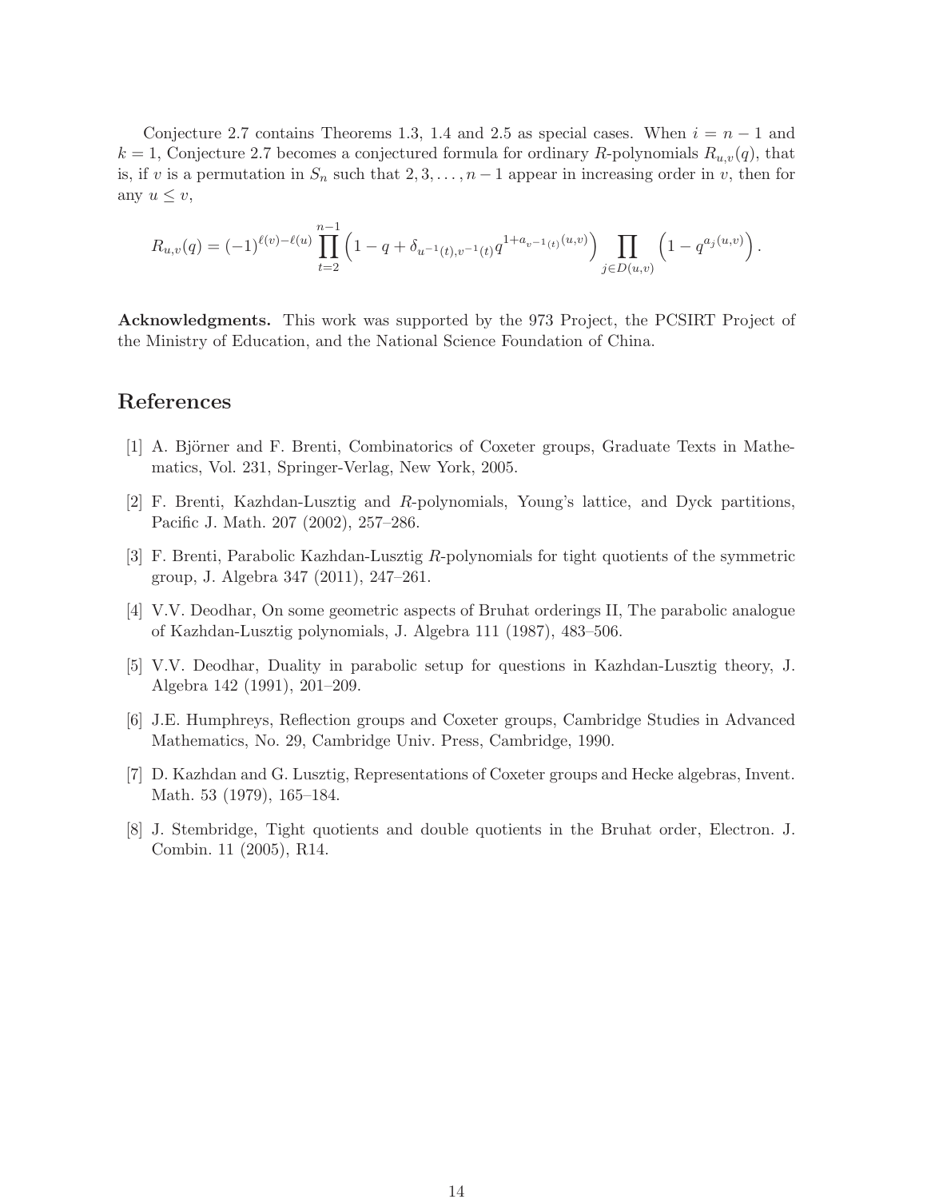Conjecture 2.7 contains Theorems 1.3, 1.4 and 2.5 as special cases. When $i = n-1$ and $k = 1$, Conjecture 2.7 becomes a conjectured formula for ordinary $R$-polynomials $R_{u,v}(q)$, that is, if $v$ is a permutation in $S_n$ such that $2, 3, \ldots, n-1$ appear in increasing order in $v$, then for any $u \leq v$,

$$R_{u,v}(q) = (-1)^{\ell(v)-\ell(u)} \prod_{t=2}^{n-1} \left(1 - q + \delta_{u^{-1}(t),v^{-1}(t)} q^{1+a_{v^{-1}(t)}(u,v)}\right) \prod_{j \in D(u,v)} \left(1 - q^{a_j(u,v)}\right).$$

**Acknowledgments.** This work was supported by the 973 Project, the PCSIRT Project of the Ministry of Education, and the National Science Foundation of China.

# References

[1] A. Björner and F. Brenti, Combinatorics of Coxeter groups, Graduate Texts in Mathematics, Vol. 231, Springer-Verlag, New York, 2005.

[2] F. Brenti, Kazhdan-Lusztig and $R$-polynomials, Young's lattice, and Dyck partitions, Pacific J. Math. 207 (2002), 257–286.

[3] F. Brenti, Parabolic Kazhdan-Lusztig $R$-polynomials for tight quotients of the symmetric group, J. Algebra 347 (2011), 247–261.

[4] V.V. Deodhar, On some geometric aspects of Bruhat orderings II, The parabolic analogue of Kazhdan-Lusztig polynomials, J. Algebra 111 (1987), 483–506.

[5] V.V. Deodhar, Duality in parabolic setup for questions in Kazhdan-Lusztig theory, J. Algebra 142 (1991), 201–209.

[6] J.E. Humphreys, Reflection groups and Coxeter groups, Cambridge Studies in Advanced Mathematics, No. 29, Cambridge Univ. Press, Cambridge, 1990.

[7] D. Kazhdan and G. Lusztig, Representations of Coxeter groups and Hecke algebras, Invent. Math. 53 (1979), 165–184.

[8] J. Stembridge, Tight quotients and double quotients in the Bruhat order, Electron. J. Combin. 11 (2005), R14.